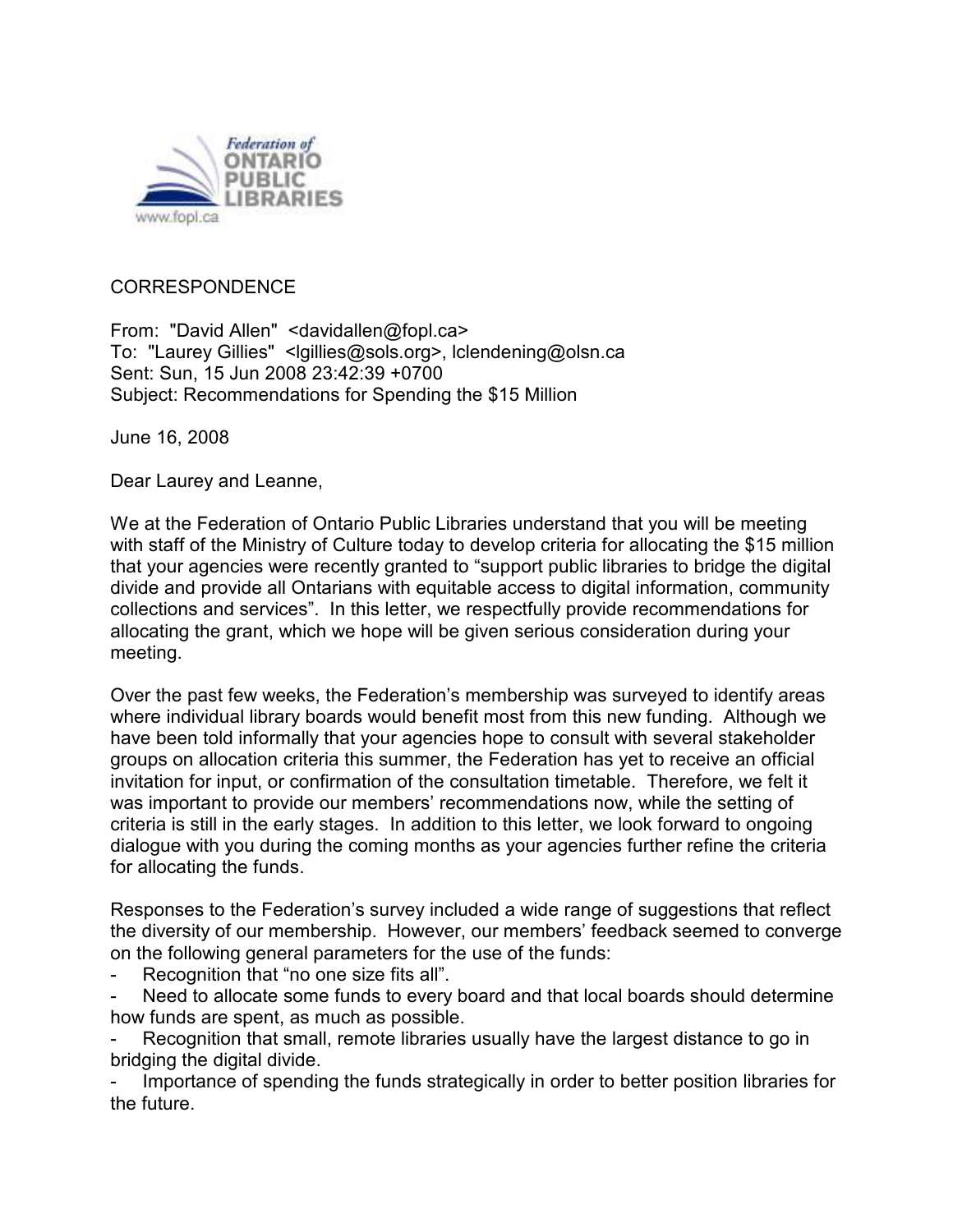Federation of ONTARIO PUBLIC LIBRARIES
www.fopl.ca

CORRESPONDENCE

From: "David Allen" <davidallen@fopl.ca>
To: "Laurey Gillies" <lgillies@sols.org>, lclendening@olsn.ca
Sent: Sun, 15 Jun 2008 23:42:39 +0700
Subject: Recommendations for Spending the $15 Million

June 16, 2008

Dear Laurey and Leanne,

We at the Federation of Ontario Public Libraries understand that you will be meeting with staff of the Ministry of Culture today to develop criteria for allocating the $15 million that your agencies were recently granted to "support public libraries to bridge the digital divide and provide all Ontarians with equitable access to digital information, community collections and services". In this letter, we respectfully provide recommendations for allocating the grant, which we hope will be given serious consideration during your meeting.

Over the past few weeks, the Federation's membership was surveyed to identify areas where individual library boards would benefit most from this new funding. Although we have been told informally that your agencies hope to consult with several stakeholder groups on allocation criteria this summer, the Federation has yet to receive an official invitation for input, or confirmation of the consultation timetable. Therefore, we felt it was important to provide our members' recommendations now, while the setting of criteria is still in the early stages. In addition to this letter, we look forward to ongoing dialogue with you during the coming months as your agencies further refine the criteria for allocating the funds.

Responses to the Federation's survey included a wide range of suggestions that reflect the diversity of our membership. However, our members' feedback seemed to converge on the following general parameters for the use of the funds:

- Recognition that "no one size fits all".
- Need to allocate some funds to every board and that local boards should determine how funds are spent, as much as possible.
- Recognition that small, remote libraries usually have the largest distance to go in bridging the digital divide.
- Importance of spending the funds strategically in order to better position libraries for the future.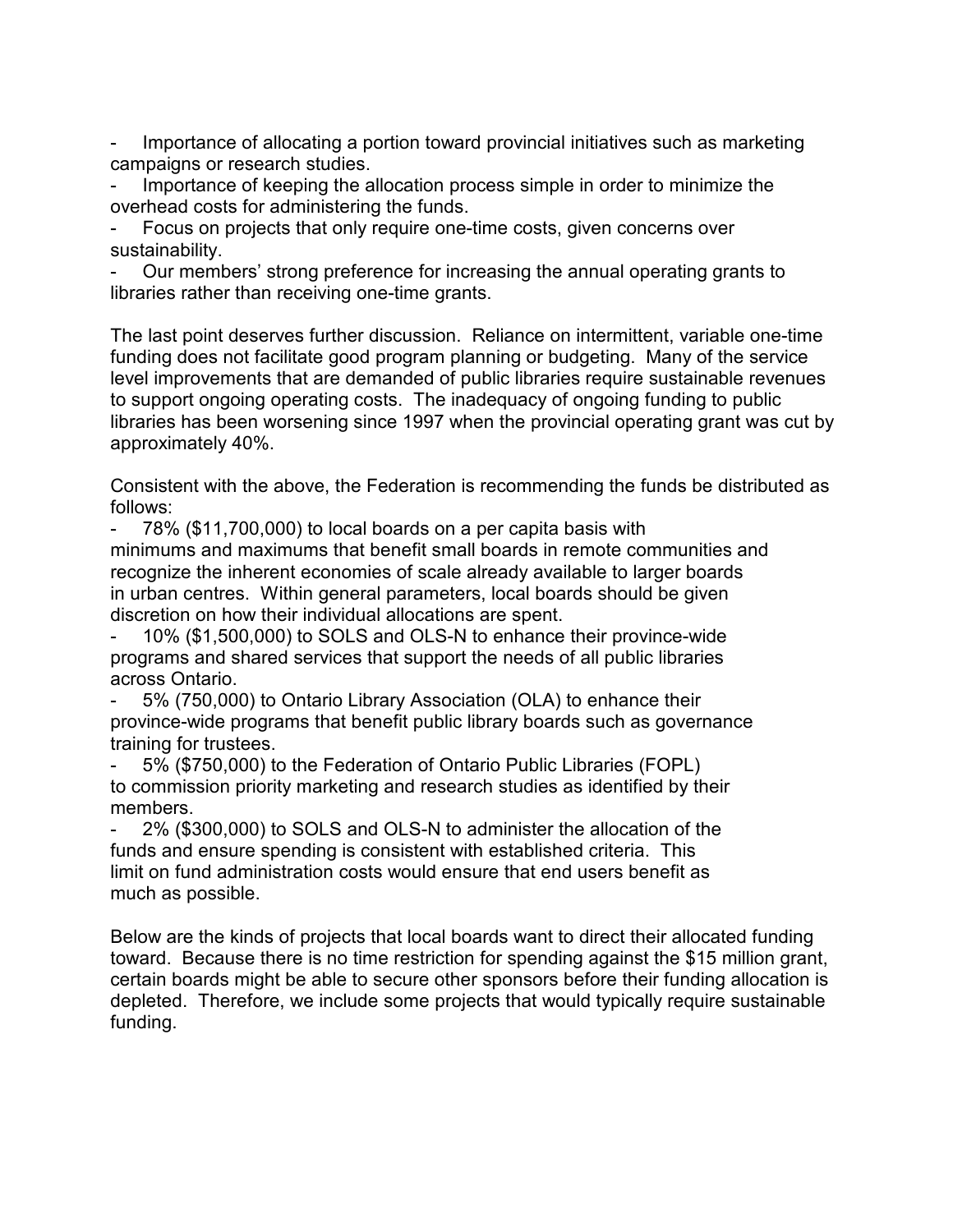- Importance of allocating a portion toward provincial initiatives such as marketing campaigns or research studies.
- Importance of keeping the allocation process simple in order to minimize the overhead costs for administering the funds.
- Focus on projects that only require one-time costs, given concerns over sustainability.
- Our members' strong preference for increasing the annual operating grants to libraries rather than receiving one-time grants.

The last point deserves further discussion. Reliance on intermittent, variable one-time funding does not facilitate good program planning or budgeting. Many of the service level improvements that are demanded of public libraries require sustainable revenues to support ongoing operating costs. The inadequacy of ongoing funding to public libraries has been worsening since 1997 when the provincial operating grant was cut by approximately 40%.

Consistent with the above, the Federation is recommending the funds be distributed as follows:

- 78% ($11,700,000) to local boards on a per capita basis with minimums and maximums that benefit small boards in remote communities and recognize the inherent economies of scale already available to larger boards in urban centres. Within general parameters, local boards should be given discretion on how their individual allocations are spent.
- 10% ($1,500,000) to SOLS and OLS-N to enhance their province-wide programs and shared services that support the needs of all public libraries across Ontario.
- 5% (750,000) to Ontario Library Association (OLA) to enhance their province-wide programs that benefit public library boards such as governance training for trustees.
- 5% ($750,000) to the Federation of Ontario Public Libraries (FOPL) to commission priority marketing and research studies as identified by their members.
- 2% ($300,000) to SOLS and OLS-N to administer the allocation of the funds and ensure spending is consistent with established criteria. This limit on fund administration costs would ensure that end users benefit as much as possible.

Below are the kinds of projects that local boards want to direct their allocated funding toward. Because there is no time restriction for spending against the $15 million grant, certain boards might be able to secure other sponsors before their funding allocation is depleted. Therefore, we include some projects that would typically require sustainable funding.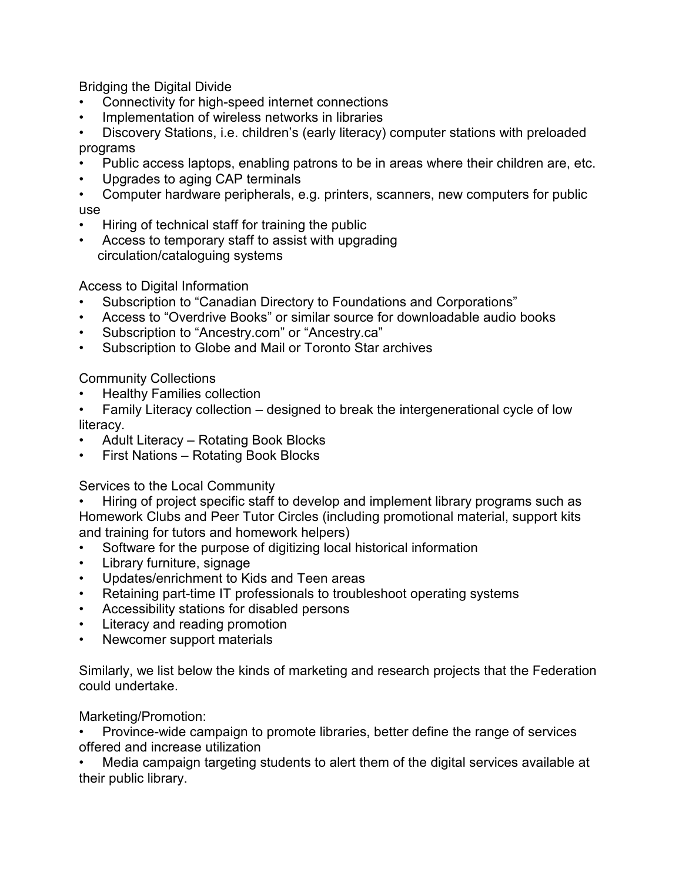Bridging the Digital Divide

- Connectivity for high-speed internet connections
- Implementation of wireless networks in libraries
- Discovery Stations, i.e. children's (early literacy) computer stations with preloaded programs
- Public access laptops, enabling patrons to be in areas where their children are, etc.
- Upgrades to aging CAP terminals
- Computer hardware peripherals, e.g. printers, scanners, new computers for public use
- Hiring of technical staff for training the public
- Access to temporary staff to assist with upgrading circulation/cataloguing systems

Access to Digital Information

- Subscription to "Canadian Directory to Foundations and Corporations"
- Access to "Overdrive Books" or similar source for downloadable audio books
- Subscription to "Ancestry.com" or "Ancestry.ca"
- Subscription to Globe and Mail or Toronto Star archives

Community Collections

- Healthy Families collection
- Family Literacy collection – designed to break the intergenerational cycle of low literacy.
- Adult Literacy – Rotating Book Blocks
- First Nations – Rotating Book Blocks

Services to the Local Community

- Hiring of project specific staff to develop and implement library programs such as Homework Clubs and Peer Tutor Circles (including promotional material, support kits and training for tutors and homework helpers)
- Software for the purpose of digitizing local historical information
- Library furniture, signage
- Updates/enrichment to Kids and Teen areas
- Retaining part-time IT professionals to troubleshoot operating systems
- Accessibility stations for disabled persons
- Literacy and reading promotion
- Newcomer support materials

Similarly, we list below the kinds of marketing and research projects that the Federation could undertake.

Marketing/Promotion:

- Province-wide campaign to promote libraries, better define the range of services offered and increase utilization
- Media campaign targeting students to alert them of the digital services available at their public library.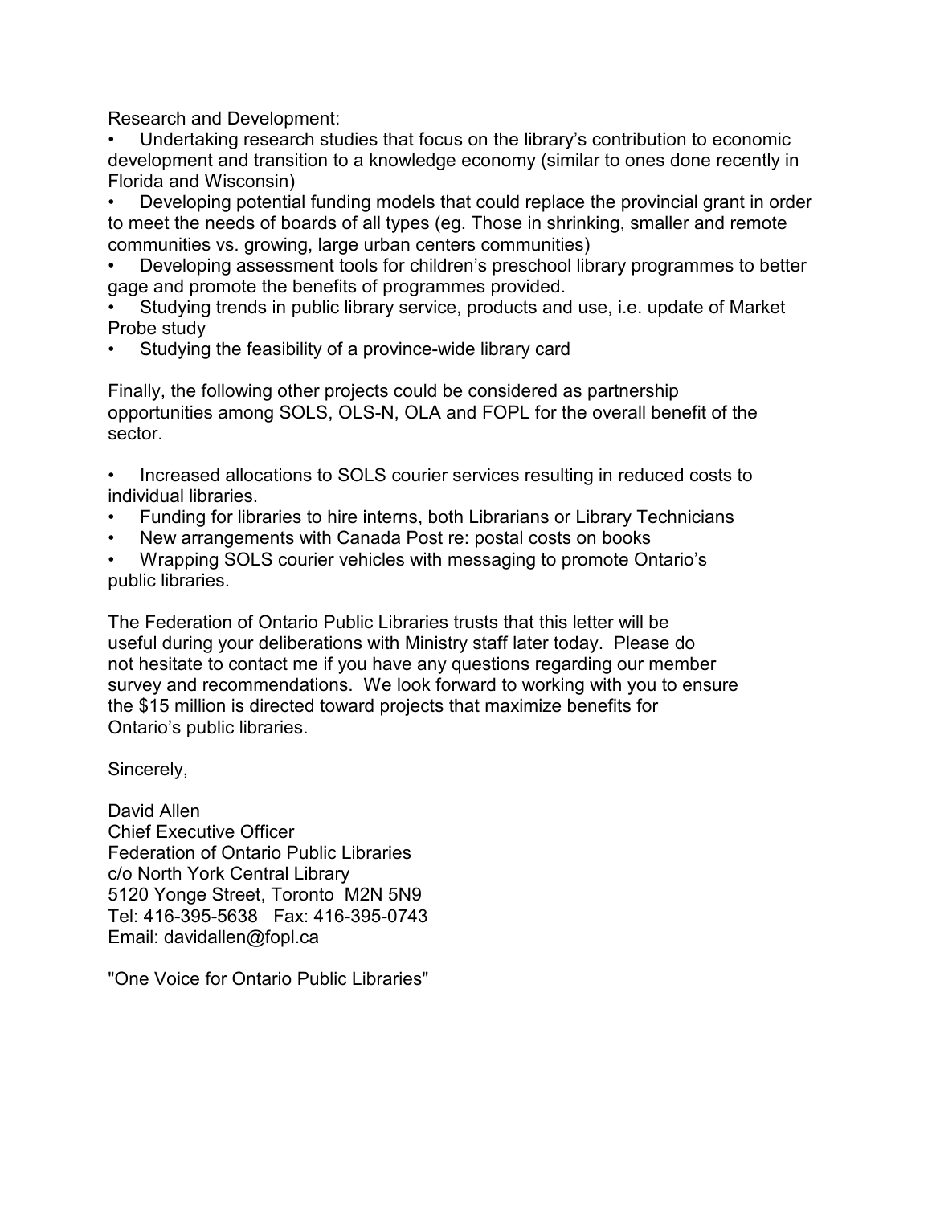Research and Development:

- Undertaking research studies that focus on the library's contribution to economic development and transition to a knowledge economy (similar to ones done recently in Florida and Wisconsin)
- Developing potential funding models that could replace the provincial grant in order to meet the needs of boards of all types (eg. Those in shrinking, smaller and remote communities vs. growing, large urban centers communities)
- Developing assessment tools for children's preschool library programmes to better gage and promote the benefits of programmes provided.
- Studying trends in public library service, products and use, i.e. update of Market Probe study
- Studying the feasibility of a province-wide library card

Finally, the following other projects could be considered as partnership opportunities among SOLS, OLS-N, OLA and FOPL for the overall benefit of the sector.

- Increased allocations to SOLS courier services resulting in reduced costs to individual libraries.
- Funding for libraries to hire interns, both Librarians or Library Technicians
- New arrangements with Canada Post re: postal costs on books
- Wrapping SOLS courier vehicles with messaging to promote Ontario's public libraries.

The Federation of Ontario Public Libraries trusts that this letter will be useful during your deliberations with Ministry staff later today. Please do not hesitate to contact me if you have any questions regarding our member survey and recommendations. We look forward to working with you to ensure the $15 million is directed toward projects that maximize benefits for Ontario's public libraries.

Sincerely,

David Allen
Chief Executive Officer
Federation of Ontario Public Libraries
c/o North York Central Library
5120 Yonge Street, Toronto M2N 5N9
Tel: 416-395-5638 Fax: 416-395-0743
Email: davidallen@fopl.ca

"One Voice for Ontario Public Libraries"